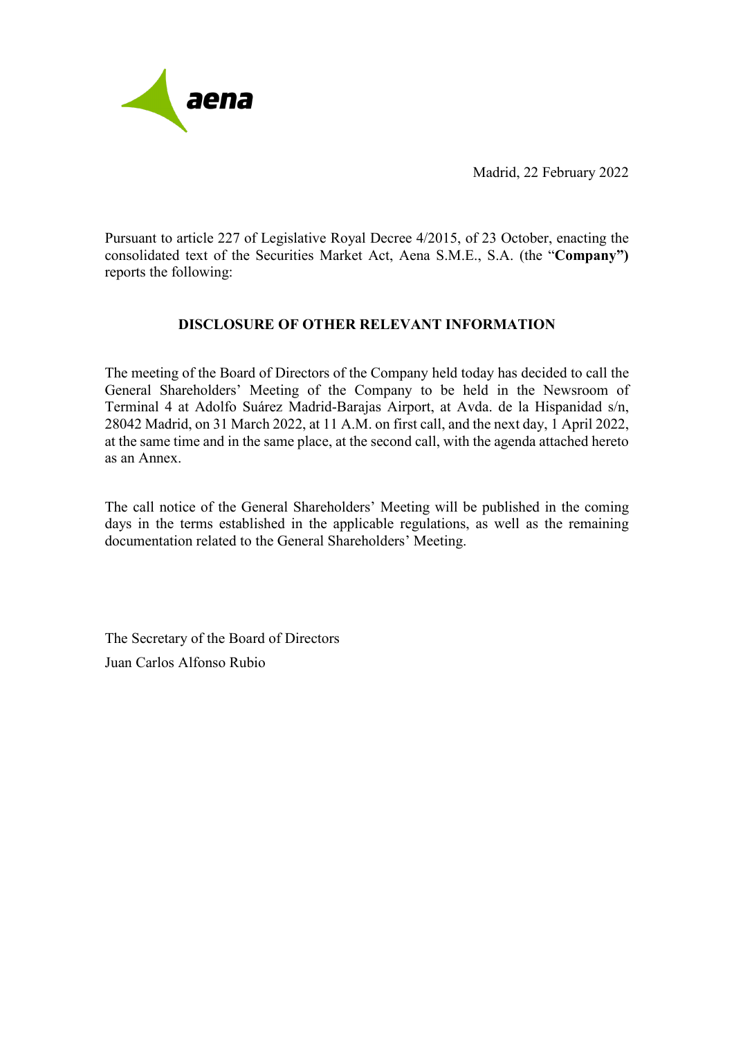aena

Madrid, 22 February 2022

Pursuant to article 227 of Legislative Royal Decree 4/2015, of 23 October, enacting the consolidated text of the Securities Market Act, Aena S.M.E., S.A. (the "**Company")** reports the following:

## DISCLOSURE OF OTHER RELEVANT INFORMATION

The meeting of the Board of Directors of the Company held today has decided to call the General Shareholders' Meeting of the Company to be held in the Newsroom of Terminal 4 at Adolfo Suárez Madrid-Barajas Airport, at Avda. de la Hispanidad s/n, 28042 Madrid, on 31 March 2022, at 11 A.M. on first call, and the next day, 1 April 2022, at the same time and in the same place, at the second call, with the agenda attached hereto as an Annex.

The call notice of the General Shareholders' Meeting will be published in the coming days in the terms established in the applicable regulations, as well as the remaining documentation related to the General Shareholders' Meeting.

The Secretary of the Board of Directors

Juan Carlos Alfonso Rubio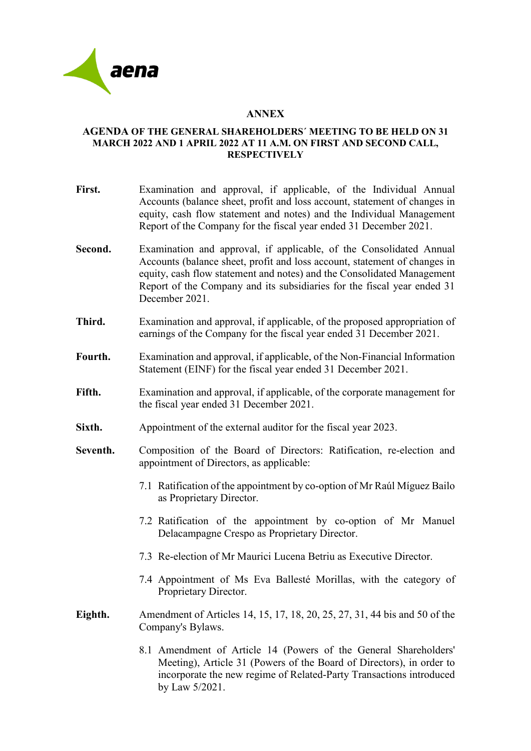## ANNEX

### AGENDA OF THE GENERAL SHAREHOLDERS´ MEETING TO BE HELD ON 31 MARCH 2022 AND 1 APRIL 2022 AT 11 A.M. ON FIRST AND SECOND CALL, RESPECTIVELY

**First.** Examination and approval, if applicable, of the Individual Annual Accounts (balance sheet, profit and loss account, statement of changes in equity, cash flow statement and notes) and the Individual Management Report of the Company for the fiscal year ended 31 December 2021.

**Second.** Examination and approval, if applicable, of the Consolidated Annual Accounts (balance sheet, profit and loss account, statement of changes in equity, cash flow statement and notes) and the Consolidated Management Report of the Company and its subsidiaries for the fiscal year ended 31 December 2021.

**Third.** Examination and approval, if applicable, of the proposed appropriation of earnings of the Company for the fiscal year ended 31 December 2021.

**Fourth.** Examination and approval, if applicable, of the Non-Financial Information Statement (EINF) for the fiscal year ended 31 December 2021.

**Fifth.** Examination and approval, if applicable, of the corporate management for the fiscal year ended 31 December 2021.

**Sixth.** Appointment of the external auditor for the fiscal year 2023.

**Seventh.** Composition of the Board of Directors: Ratification, re-election and appointment of Directors, as applicable:

7.1 Ratification of the appointment by co-option of Mr Raúl Míguez Bailo as Proprietary Director.

7.2 Ratification of the appointment by co-option of Mr Manuel Delacampagne Crespo as Proprietary Director.

7.3 Re-election of Mr Maurici Lucena Betriu as Executive Director.

7.4 Appointment of Ms Eva Ballesté Morillas, with the category of Proprietary Director.

**Eighth.** Amendment of Articles 14, 15, 17, 18, 20, 25, 27, 31, 44 bis and 50 of the Company's Bylaws.

8.1 Amendment of Article 14 (Powers of the General Shareholders' Meeting), Article 31 (Powers of the Board of Directors), in order to incorporate the new regime of Related-Party Transactions introduced by Law 5/2021.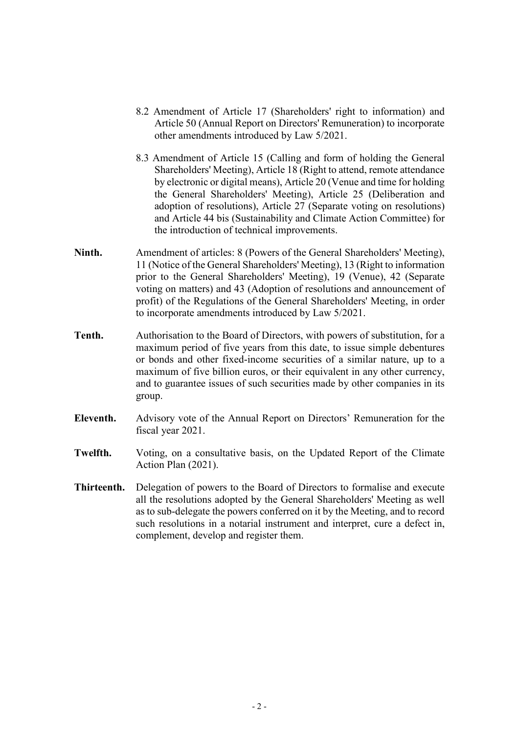8.2 Amendment of Article 17 (Shareholders' right to information) and Article 50 (Annual Report on Directors' Remuneration) to incorporate other amendments introduced by Law 5/2021.

8.3 Amendment of Article 15 (Calling and form of holding the General Shareholders' Meeting), Article 18 (Right to attend, remote attendance by electronic or digital means), Article 20 (Venue and time for holding the General Shareholders' Meeting), Article 25 (Deliberation and adoption of resolutions), Article 27 (Separate voting on resolutions) and Article 44 bis (Sustainability and Climate Action Committee) for the introduction of technical improvements.

**Ninth.** Amendment of articles: 8 (Powers of the General Shareholders' Meeting), 11 (Notice of the General Shareholders' Meeting), 13 (Right to information prior to the General Shareholders' Meeting), 19 (Venue), 42 (Separate voting on matters) and 43 (Adoption of resolutions and announcement of profit) of the Regulations of the General Shareholders' Meeting, in order to incorporate amendments introduced by Law 5/2021.

**Tenth.** Authorisation to the Board of Directors, with powers of substitution, for a maximum period of five years from this date, to issue simple debentures or bonds and other fixed-income securities of a similar nature, up to a maximum of five billion euros, or their equivalent in any other currency, and to guarantee issues of such securities made by other companies in its group.

**Eleventh.** Advisory vote of the Annual Report on Directors' Remuneration for the fiscal year 2021.

**Twelfth.** Voting, on a consultative basis, on the Updated Report of the Climate Action Plan (2021).

**Thirteenth.** Delegation of powers to the Board of Directors to formalise and execute all the resolutions adopted by the General Shareholders' Meeting as well as to sub-delegate the powers conferred on it by the Meeting, and to record such resolutions in a notarial instrument and interpret, cure a defect in, complement, develop and register them.